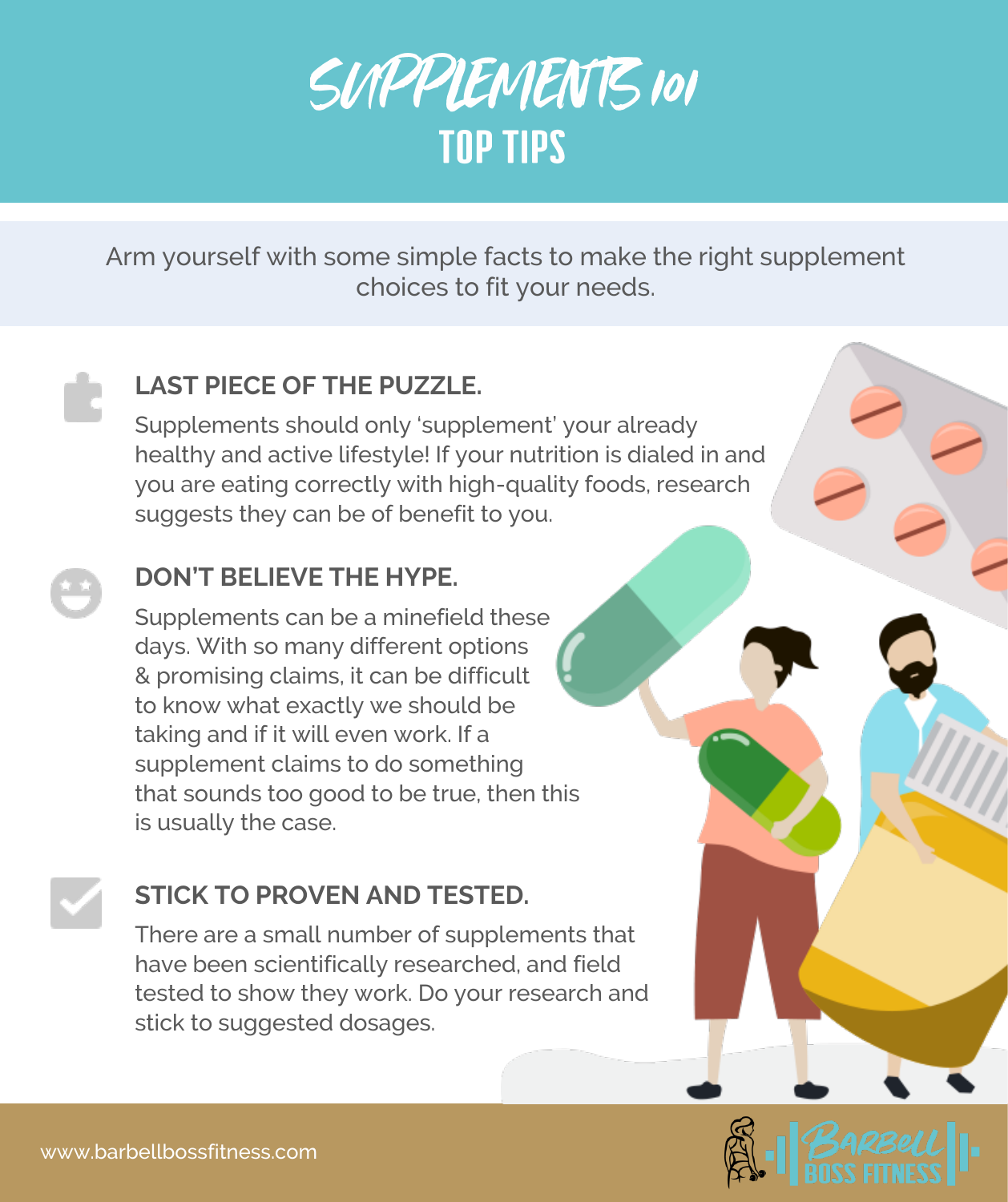# SUPPLEMENTS 101

## TOP TIPS

Arm yourself with some simple facts to make the right supplement choices to fit your needs.

### LAST PIECE OF THE PUZZLE.

Supplements should only 'supplement' your already healthy and active lifestyle! If your nutrition is dialed in and you are eating correctly with high-quality foods, research suggests they can be of benefit to you.

### DON'T BELIEVE THE HYPE.

Supplements can be a minefield these days. With so many different options & promising claims, it can be difficult to know what exactly we should be taking and if it will even work. If a supplement claims to do something that sounds too good to be true, then this is usually the case.

### STICK TO PROVEN AND TESTED.

There are a small number of supplements that have been scientifically researched, and field tested to show they work. Do your research and stick to suggested dosages.

www.barbellbossfitness.com

BARBELL BOSS FITNESS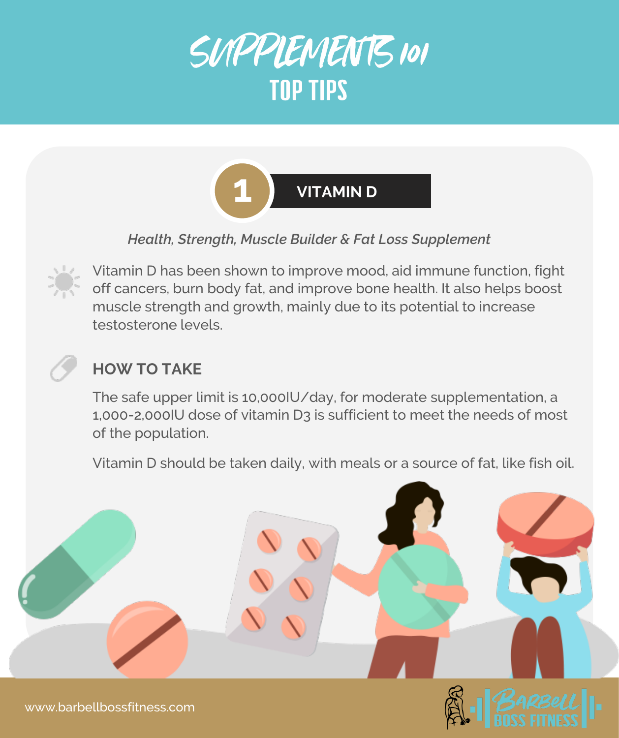# SUPPLEMENTS 101

## TOP TIPS

### 1 VITAMIN D

*Health, Strength, Muscle Builder & Fat Loss Supplement*

Vitamin D has been shown to improve mood, aid immune function, fight off cancers, burn body fat, and improve bone health. It also helps boost muscle strength and growth, mainly due to its potential to increase testosterone levels.

#### HOW TO TAKE

The safe upper limit is 10,000IU/day, for moderate supplementation, a 1,000-2,000IU dose of vitamin D3 is sufficient to meet the needs of most of the population.

Vitamin D should be taken daily, with meals or a source of fat, like fish oil.

www.barbellbossfitness.com

BARBELL BOSS FITNESS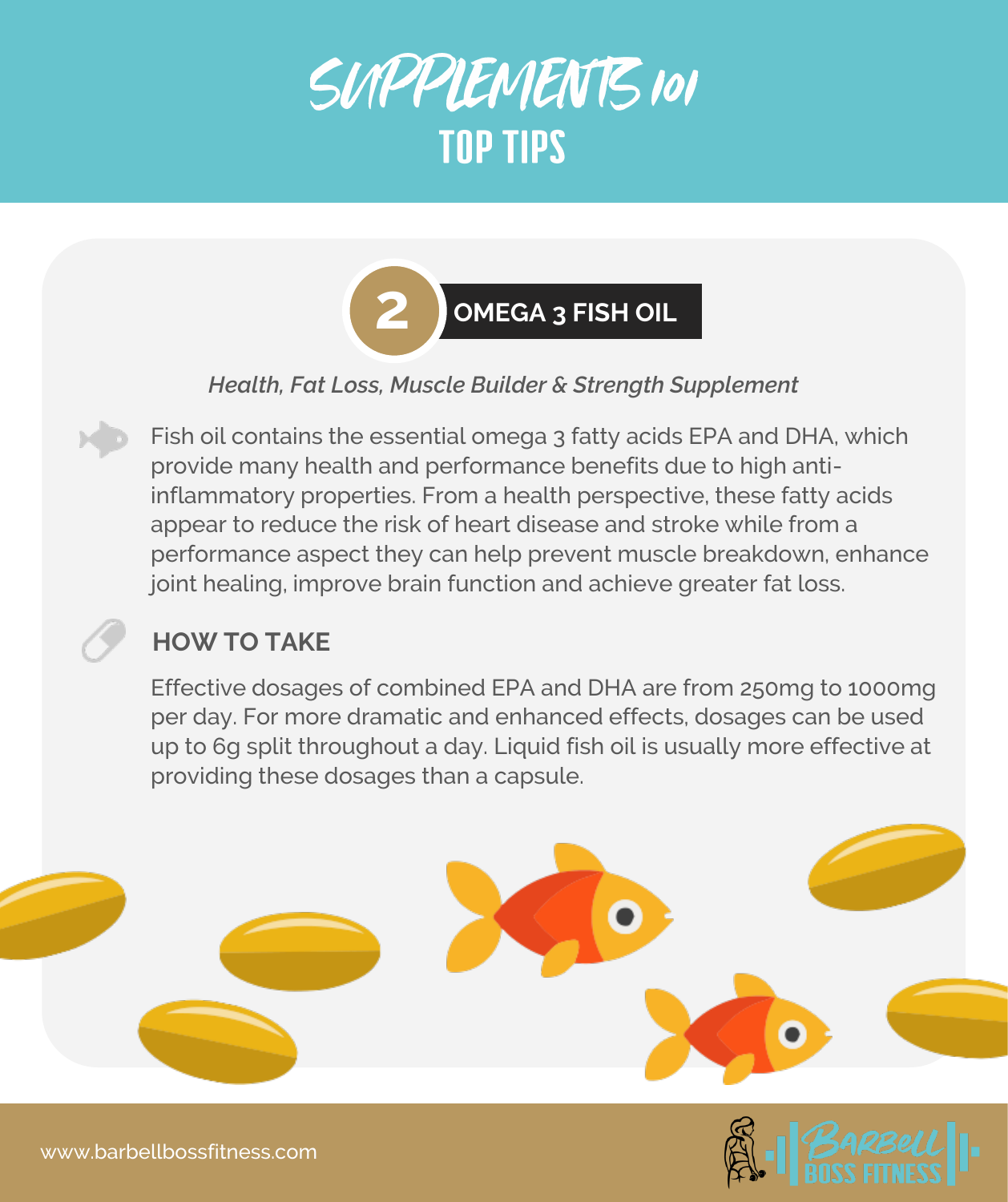# SUPPLEMENTS 101
## TOP TIPS

### 2 OMEGA 3 FISH OIL

*Health, Fat Loss, Muscle Builder & Strength Supplement*

Fish oil contains the essential omega 3 fatty acids EPA and DHA, which provide many health and performance benefits due to high anti-inflammatory properties. From a health perspective, these fatty acids appear to reduce the risk of heart disease and stroke while from a performance aspect they can help prevent muscle breakdown, enhance joint healing, improve brain function and achieve greater fat loss.

#### HOW TO TAKE

Effective dosages of combined EPA and DHA are from 250mg to 1000mg per day. For more dramatic and enhanced effects, dosages can be used up to 6g split throughout a day. Liquid fish oil is usually more effective at providing these dosages than a capsule.

www.barbellbossfitness.com

BARBELL BOSS FITNESS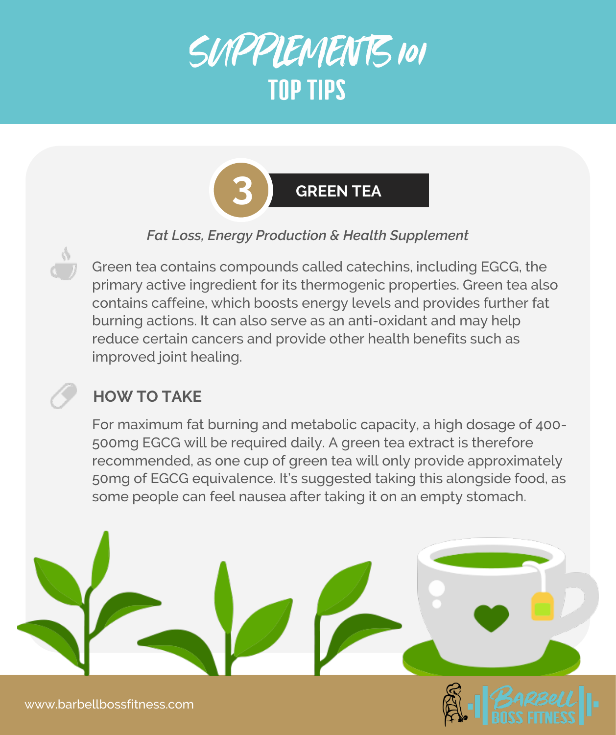# SUPPLEMENTS 101

## TOP TIPS

### 3 GREEN TEA

*Fat Loss, Energy Production & Health Supplement*

Green tea contains compounds called catechins, including EGCG, the primary active ingredient for its thermogenic properties. Green tea also contains caffeine, which boosts energy levels and provides further fat burning actions. It can also serve as an anti-oxidant and may help reduce certain cancers and provide other health benefits such as improved joint healing.

### HOW TO TAKE

For maximum fat burning and metabolic capacity, a high dosage of 400-500mg EGCG will be required daily. A green tea extract is therefore recommended, as one cup of green tea will only provide approximately 50mg of EGCG equivalence. It's suggested taking this alongside food, as some people can feel nausea after taking it on an empty stomach.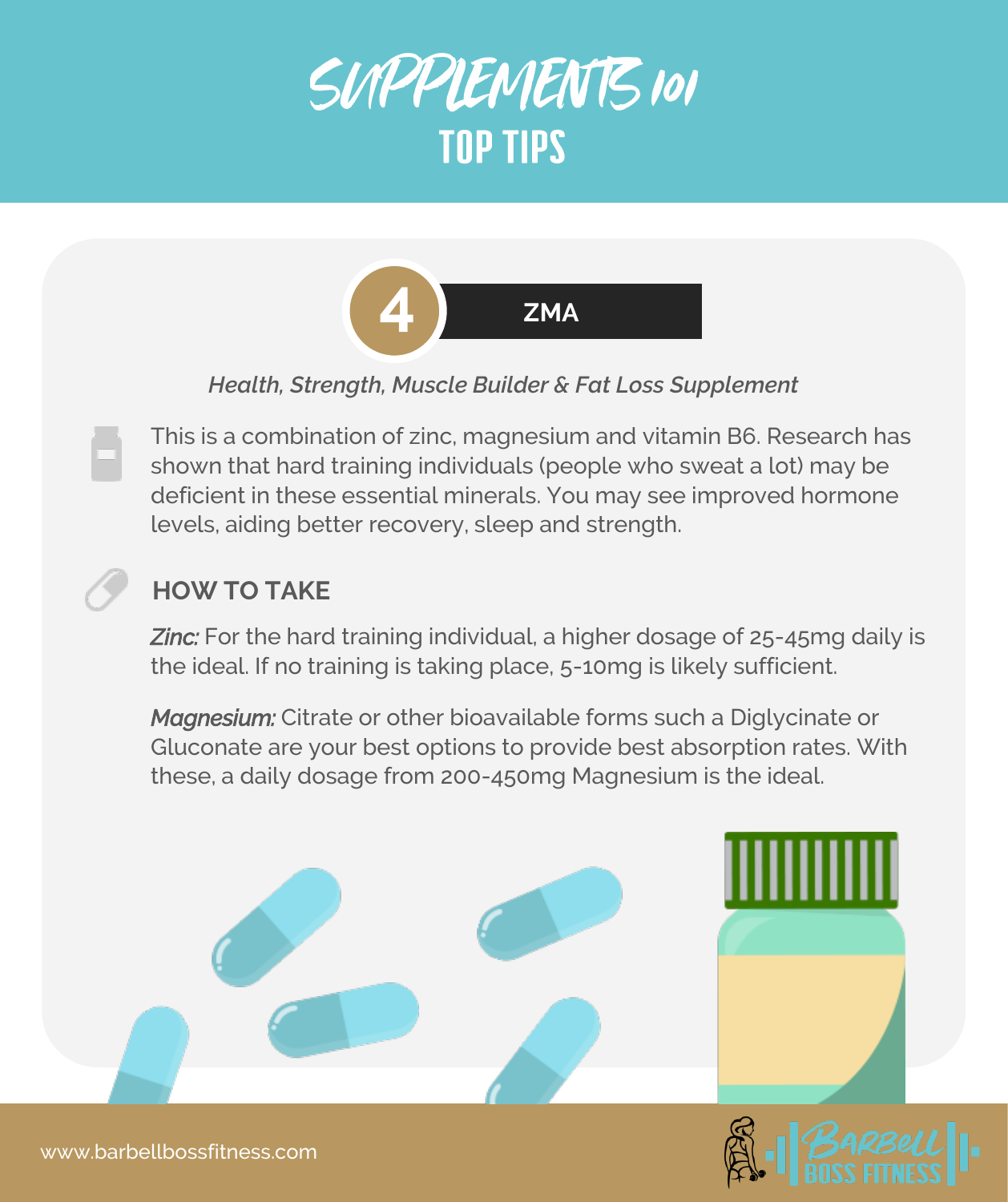# SUPPLEMENTS 101
## TOP TIPS

### 4 ZMA

*Health, Strength, Muscle Builder & Fat Loss Supplement*

This is a combination of zinc, magnesium and vitamin B6. Research has shown that hard training individuals (people who sweat a lot) may be deficient in these essential minerals. You may see improved hormone levels, aiding better recovery, sleep and strength.

#### HOW TO TAKE

*Zinc:* For the hard training individual, a higher dosage of 25-45mg daily is the ideal. If no training is taking place, 5-10mg is likely sufficient.

*Magnesium:* Citrate or other bioavailable forms such a Diglycinate or Gluconate are your best options to provide best absorption rates. With these, a daily dosage from 200-450mg Magnesium is the ideal.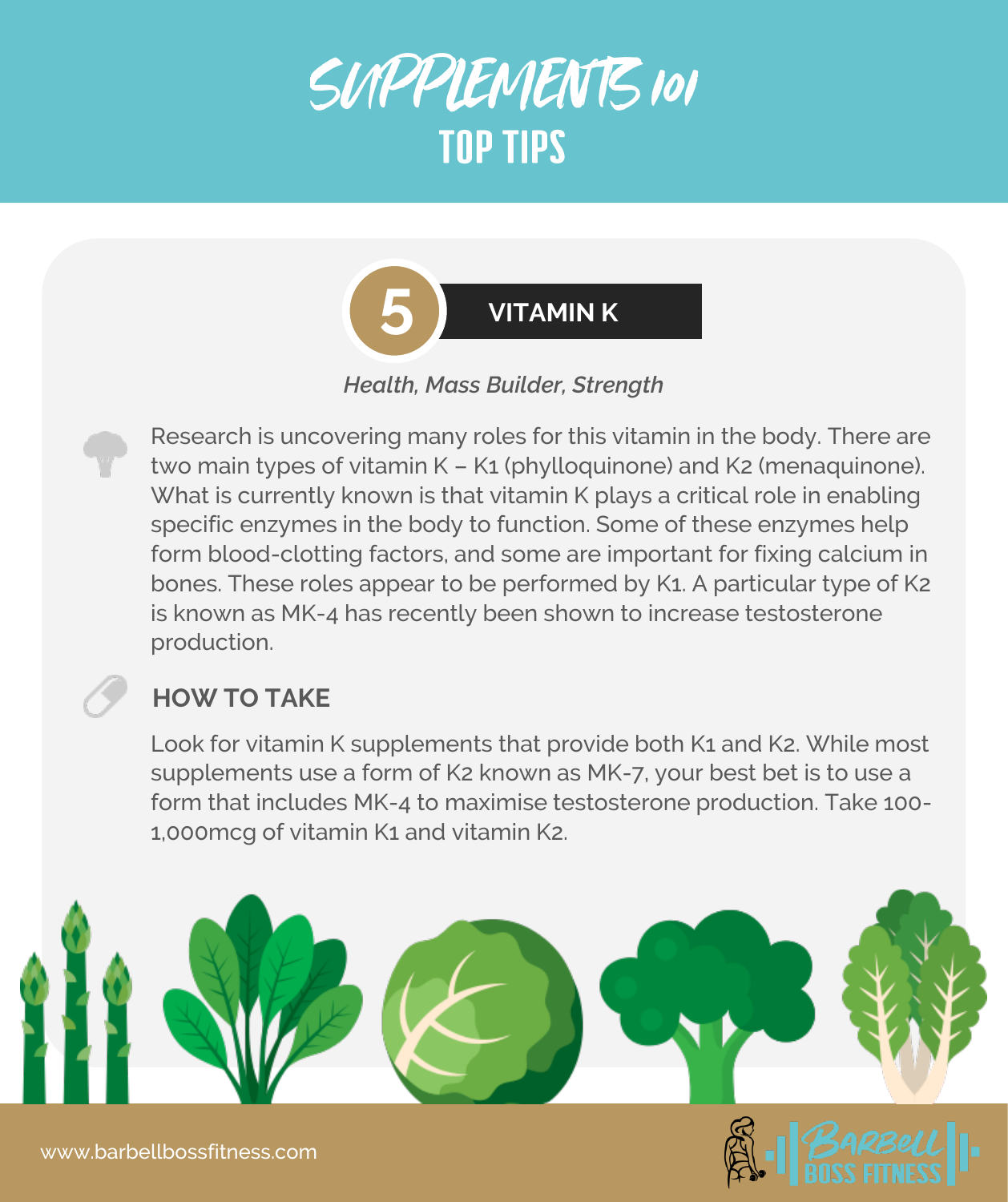# SUPPLEMENTS 101

## TOP TIPS

### 5 VITAMIN K

*Health, Mass Builder, Strength*

Research is uncovering many roles for this vitamin in the body. There are two main types of vitamin K – K1 (phylloquinone) and K2 (menaquinone). What is currently known is that vitamin K plays a critical role in enabling specific enzymes in the body to function. Some of these enzymes help form blood-clotting factors, and some are important for fixing calcium in bones. These roles appear to be performed by K1. A particular type of K2 is known as MK-4 has recently been shown to increase testosterone production.

#### HOW TO TAKE

Look for vitamin K supplements that provide both K1 and K2. While most supplements use a form of K2 known as MK-7, your best bet is to use a form that includes MK-4 to maximise testosterone production. Take 100-1,000mcg of vitamin K1 and vitamin K2.

www.barbellbossfitness.com

Barbell Boss Fitness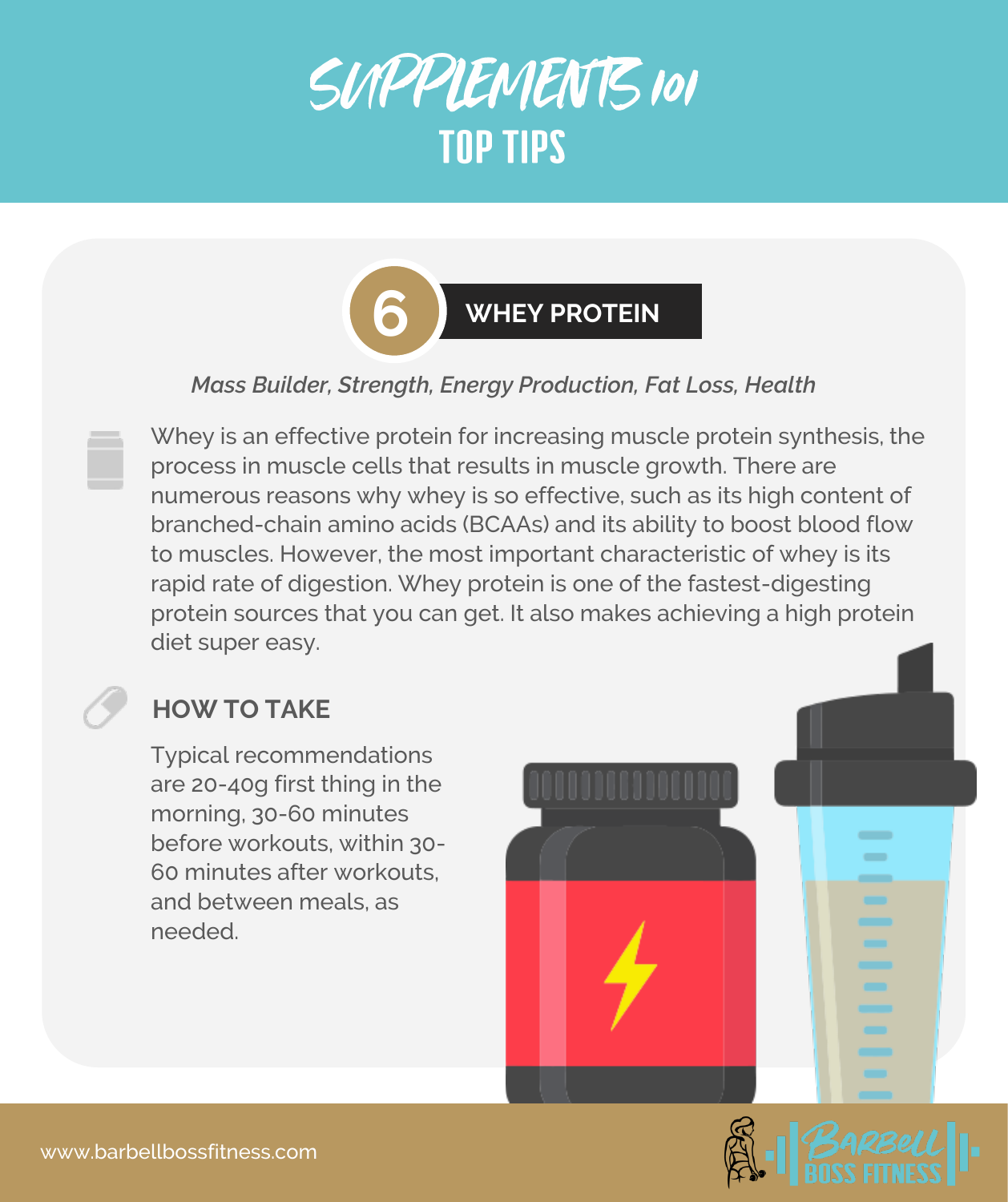# SUPPLEMENTS 101

## TOP TIPS

### 6 WHEY PROTEIN

*Mass Builder, Strength, Energy Production, Fat Loss, Health*

Whey is an effective protein for increasing muscle protein synthesis, the process in muscle cells that results in muscle growth. There are numerous reasons why whey is so effective, such as its high content of branched-chain amino acids (BCAAs) and its ability to boost blood flow to muscles. However, the most important characteristic of whey is its rapid rate of digestion. Whey protein is one of the fastest-digesting protein sources that you can get. It also makes achieving a high protein diet super easy.

#### HOW TO TAKE

Typical recommendations are 20-40g first thing in the morning, 30-60 minutes before workouts, within 30-60 minutes after workouts, and between meals, as needed.

www.barbellbossfitness.com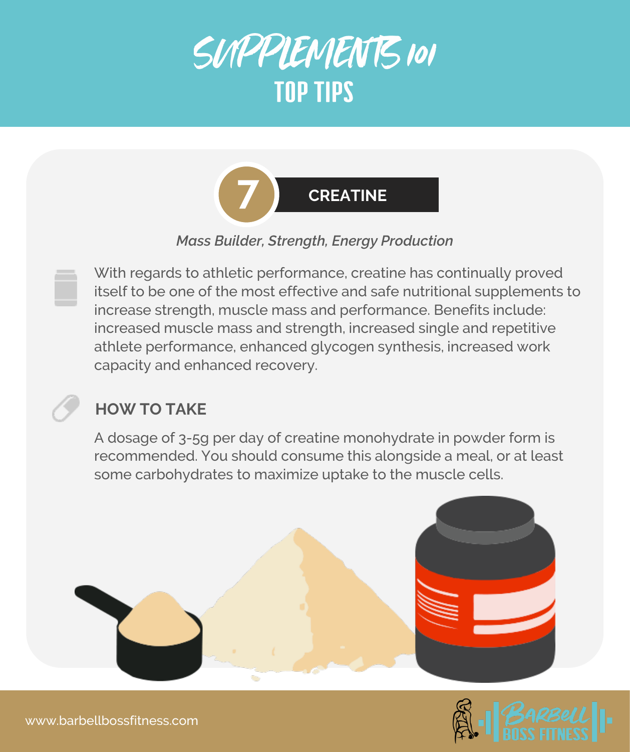# SUPPLEMENTS 101

## TOP TIPS

## 7 CREATINE

*Mass Builder, Strength, Energy Production*

With regards to athletic performance, creatine has continually proved itself to be one of the most effective and safe nutritional supplements to increase strength, muscle mass and performance. Benefits include: increased muscle mass and strength, increased single and repetitive athlete performance, enhanced glycogen synthesis, increased work capacity and enhanced recovery.

### HOW TO TAKE

A dosage of 3-5g per day of creatine monohydrate in powder form is recommended. You should consume this alongside a meal, or at least some carbohydrates to maximize uptake to the muscle cells.

www.barbellbossfitness.com